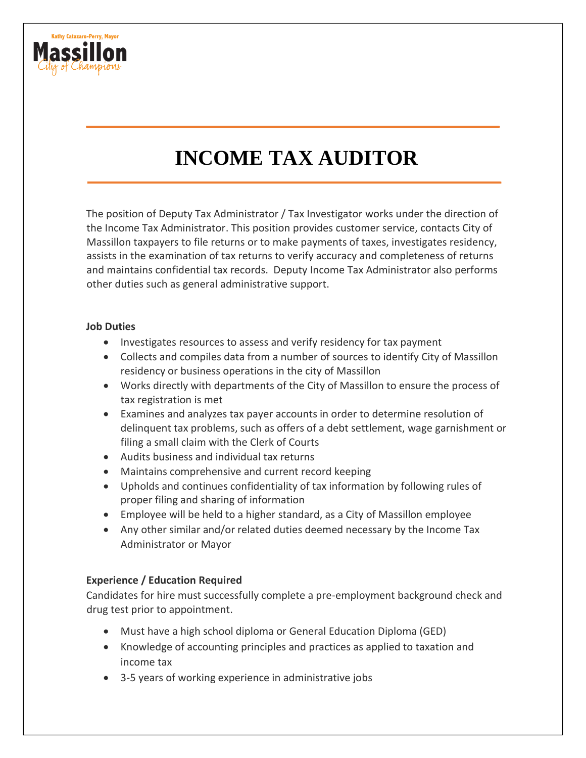Kathy Catazaro-Perry, Mayor

Massillon

City of Champions

# INCOME TAX AUDITOR

The position of Deputy Tax Administrator / Tax Investigator works under the direction of the Income Tax Administrator. This position provides customer service, contacts City of Massillon taxpayers to file returns or to make payments of taxes, investigates residency, assists in the examination of tax returns to verify accuracy and completeness of returns and maintains confidential tax records. Deputy Income Tax Administrator also performs other duties such as general administrative support.

**Job Duties**

- Investigates resources to assess and verify residency for tax payment
- Collects and compiles data from a number of sources to identify City of Massillon residency or business operations in the city of Massillon
- Works directly with departments of the City of Massillon to ensure the process of tax registration is met
- Examines and analyzes tax payer accounts in order to determine resolution of delinquent tax problems, such as offers of a debt settlement, wage garnishment or filing a small claim with the Clerk of Courts
- Audits business and individual tax returns
- Maintains comprehensive and current record keeping
- Upholds and continues confidentiality of tax information by following rules of proper filing and sharing of information
- Employee will be held to a higher standard, as a City of Massillon employee
- Any other similar and/or related duties deemed necessary by the Income Tax Administrator or Mayor

**Experience / Education Required**

Candidates for hire must successfully complete a pre-employment background check and drug test prior to appointment.

- Must have a high school diploma or General Education Diploma (GED)
- Knowledge of accounting principles and practices as applied to taxation and income tax
- 3-5 years of working experience in administrative jobs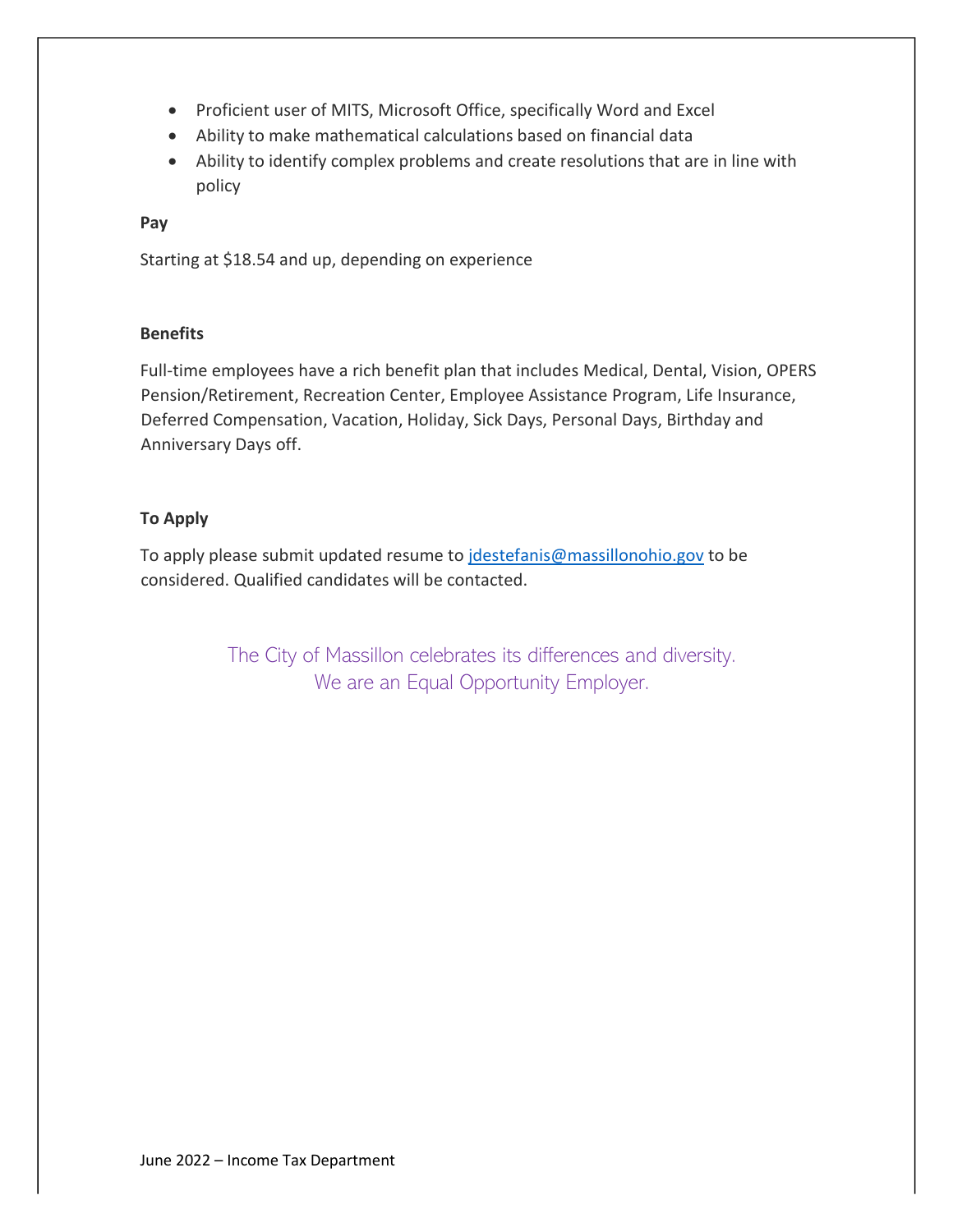- Proficient user of MITS, Microsoft Office, specifically Word and Excel
- Ability to make mathematical calculations based on financial data
- Ability to identify complex problems and create resolutions that are in line with policy

**Pay**

Starting at $18.54 and up, depending on experience

**Benefits**

Full-time employees have a rich benefit plan that includes Medical, Dental, Vision, OPERS Pension/Retirement, Recreation Center, Employee Assistance Program, Life Insurance, Deferred Compensation, Vacation, Holiday, Sick Days, Personal Days, Birthday and Anniversary Days off.

**To Apply**

To apply please submit updated resume to [jdestefanis@massillonohio.gov](mailto:jdestefanis@massillonohio.gov) to be considered. Qualified candidates will be contacted.

The City of Massillon celebrates its differences and diversity.
We are an Equal Opportunity Employer.

June 2022 – Income Tax Department